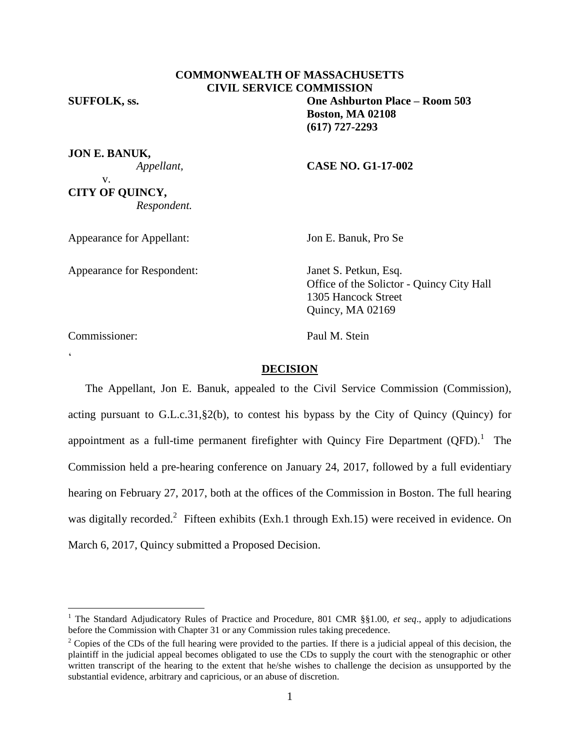**COMMONWEALTH OF MASSACHUSETTS**
**CIVIL SERVICE COMMISSION**

**SUFFOLK, ss.**

**One Ashburton Place – Room 503**
**Boston, MA 02108**
**(617) 727-2293**

**JON E. BANUK,**
*Appellant,*
v.
**CITY OF QUINCY,**
*Respondent.*

**CASE NO. G1-17-002**

Appearance for Appellant: Jon E. Banuk, Pro Se

Appearance for Respondent: Janet S. Petkun, Esq.
Office of the Solictor - Quincy City Hall
1305 Hancock Street
Quincy, MA 02169

Commissioner: Paul M. Stein

‘

## DECISION

The Appellant, Jon E. Banuk, appealed to the Civil Service Commission (Commission), acting pursuant to G.L.c.31,§2(b), to contest his bypass by the City of Quincy (Quincy) for appointment as a full-time permanent firefighter with Quincy Fire Department (QFD).[1] The Commission held a pre-hearing conference on January 24, 2017, followed by a full evidentiary hearing on February 27, 2017, both at the offices of the Commission in Boston. The full hearing was digitally recorded.[2] Fifteen exhibits (Exh.1 through Exh.15) were received in evidence. On March 6, 2017, Quincy submitted a Proposed Decision.

---

[1] The Standard Adjudicatory Rules of Practice and Procedure, 801 CMR §§1.00, *et seq*., apply to adjudications before the Commission with Chapter 31 or any Commission rules taking precedence.

[2] Copies of the CDs of the full hearing were provided to the parties. If there is a judicial appeal of this decision, the plaintiff in the judicial appeal becomes obligated to use the CDs to supply the court with the stenographic or other written transcript of the hearing to the extent that he/she wishes to challenge the decision as unsupported by the substantial evidence, arbitrary and capricious, or an abuse of discretion.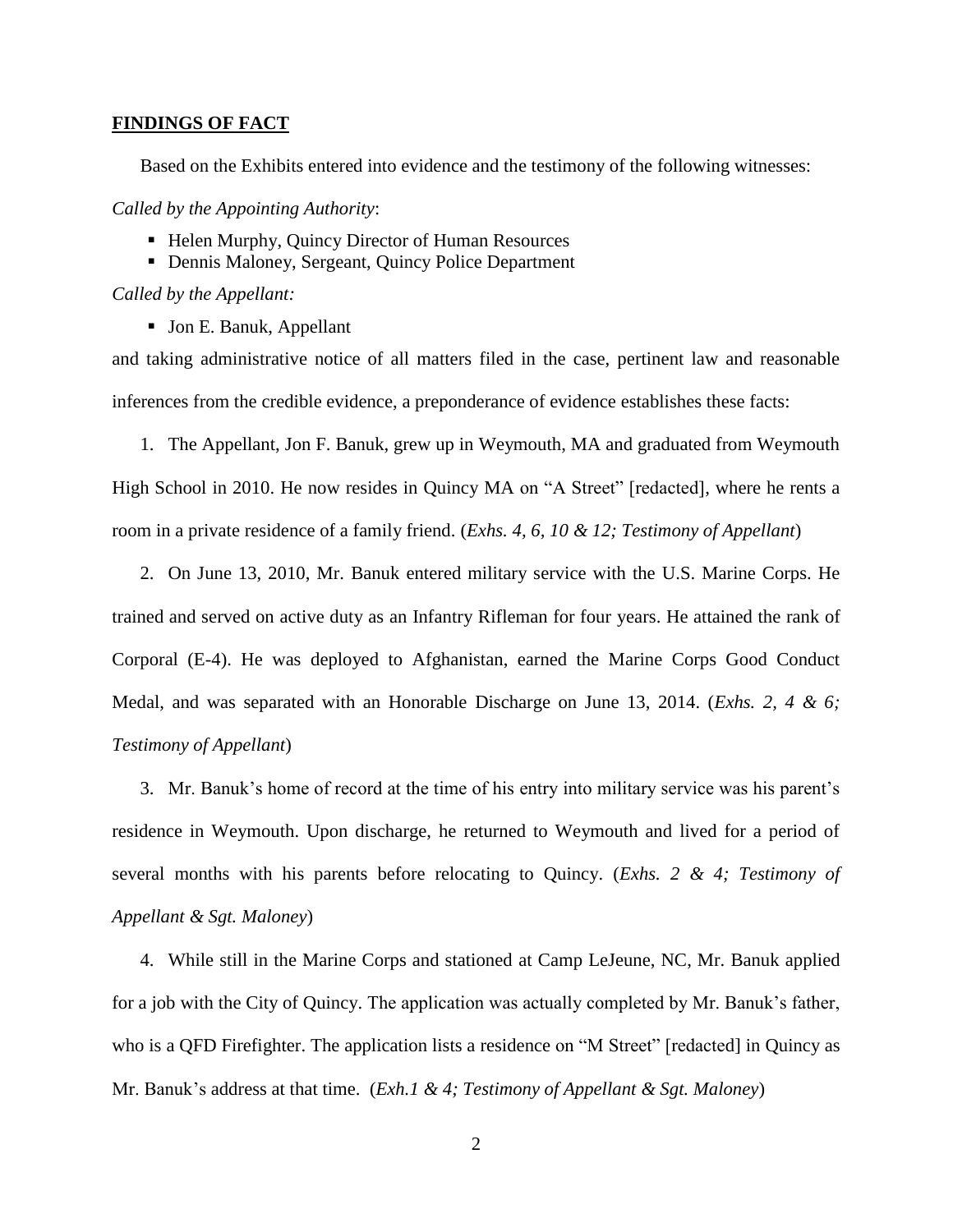## FINDINGS OF FACT

Based on the Exhibits entered into evidence and the testimony of the following witnesses:

*Called by the Appointing Authority*:

- Helen Murphy, Quincy Director of Human Resources
- Dennis Maloney, Sergeant, Quincy Police Department

*Called by the Appellant:*

- Jon E. Banuk, Appellant

and taking administrative notice of all matters filed in the case, pertinent law and reasonable inferences from the credible evidence, a preponderance of evidence establishes these facts:

1. The Appellant, Jon F. Banuk, grew up in Weymouth, MA and graduated from Weymouth High School in 2010. He now resides in Quincy MA on "A Street" [redacted], where he rents a room in a private residence of a family friend. (*Exhs. 4, 6, 10 & 12; Testimony of Appellant*)

2. On June 13, 2010, Mr. Banuk entered military service with the U.S. Marine Corps. He trained and served on active duty as an Infantry Rifleman for four years. He attained the rank of Corporal (E-4). He was deployed to Afghanistan, earned the Marine Corps Good Conduct Medal, and was separated with an Honorable Discharge on June 13, 2014. (*Exhs. 2, 4 & 6; Testimony of Appellant*)

3. Mr. Banuk's home of record at the time of his entry into military service was his parent's residence in Weymouth. Upon discharge, he returned to Weymouth and lived for a period of several months with his parents before relocating to Quincy. (*Exhs. 2 & 4; Testimony of Appellant & Sgt. Maloney*)

4. While still in the Marine Corps and stationed at Camp LeJeune, NC, Mr. Banuk applied for a job with the City of Quincy. The application was actually completed by Mr. Banuk's father, who is a QFD Firefighter. The application lists a residence on "M Street" [redacted] in Quincy as Mr. Banuk's address at that time. (*Exh.1 & 4; Testimony of Appellant & Sgt. Maloney*)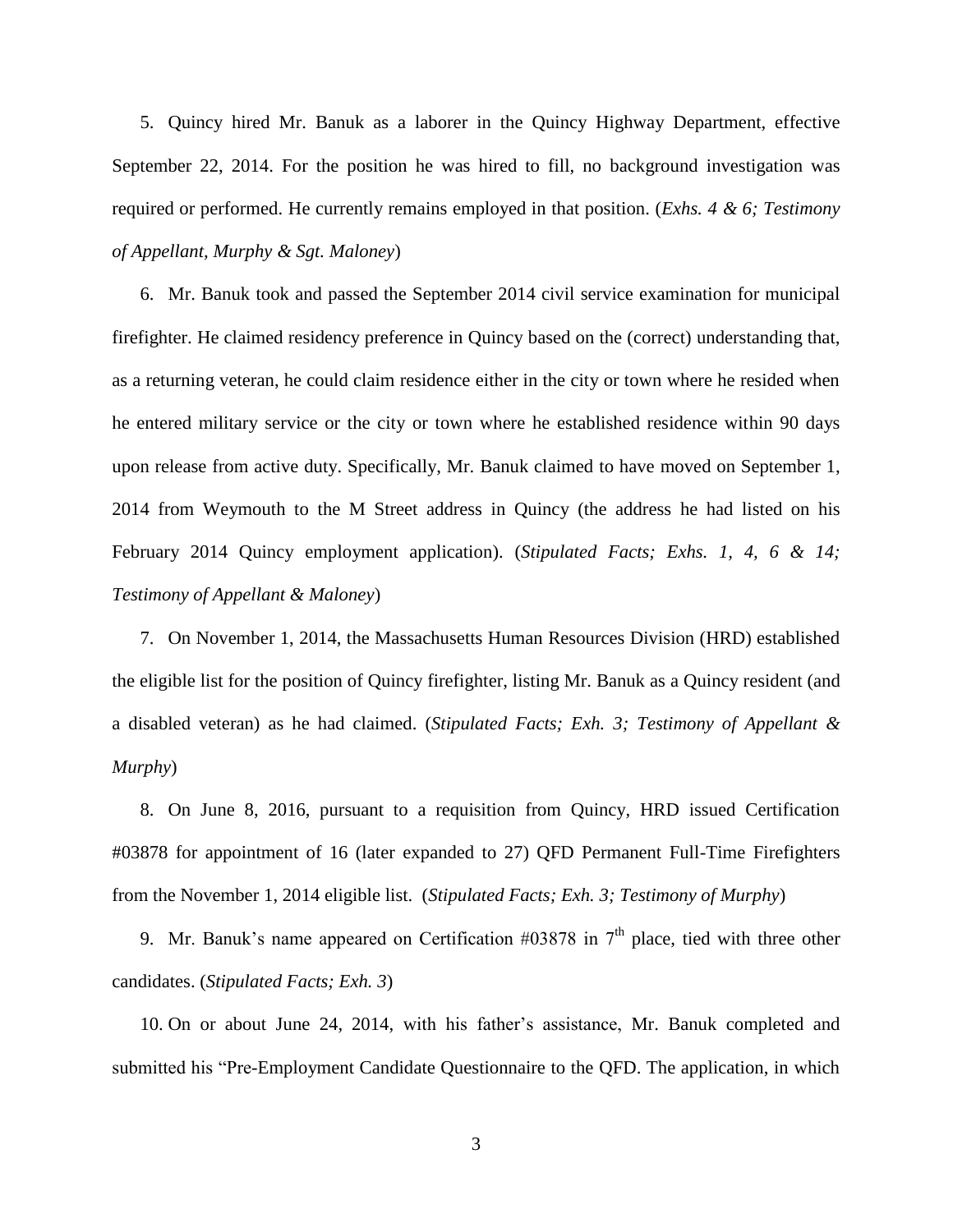5. Quincy hired Mr. Banuk as a laborer in the Quincy Highway Department, effective September 22, 2014. For the position he was hired to fill, no background investigation was required or performed. He currently remains employed in that position. (*Exhs. 4 & 6; Testimony of Appellant, Murphy & Sgt. Maloney*)

6. Mr. Banuk took and passed the September 2014 civil service examination for municipal firefighter. He claimed residency preference in Quincy based on the (correct) understanding that, as a returning veteran, he could claim residence either in the city or town where he resided when he entered military service or the city or town where he established residence within 90 days upon release from active duty. Specifically, Mr. Banuk claimed to have moved on September 1, 2014 from Weymouth to the M Street address in Quincy (the address he had listed on his February 2014 Quincy employment application). (*Stipulated Facts; Exhs. 1, 4, 6 & 14; Testimony of Appellant & Maloney*)

7. On November 1, 2014, the Massachusetts Human Resources Division (HRD) established the eligible list for the position of Quincy firefighter, listing Mr. Banuk as a Quincy resident (and a disabled veteran) as he had claimed. (*Stipulated Facts; Exh. 3; Testimony of Appellant & Murphy*)

8. On June 8, 2016, pursuant to a requisition from Quincy, HRD issued Certification #03878 for appointment of 16 (later expanded to 27) QFD Permanent Full-Time Firefighters from the November 1, 2014 eligible list. (*Stipulated Facts; Exh. 3; Testimony of Murphy*)

9. Mr. Banuk's name appeared on Certification #03878 in 7th place, tied with three other candidates. (*Stipulated Facts; Exh. 3*)

10. On or about June 24, 2014, with his father's assistance, Mr. Banuk completed and submitted his "Pre-Employment Candidate Questionnaire to the QFD. The application, in which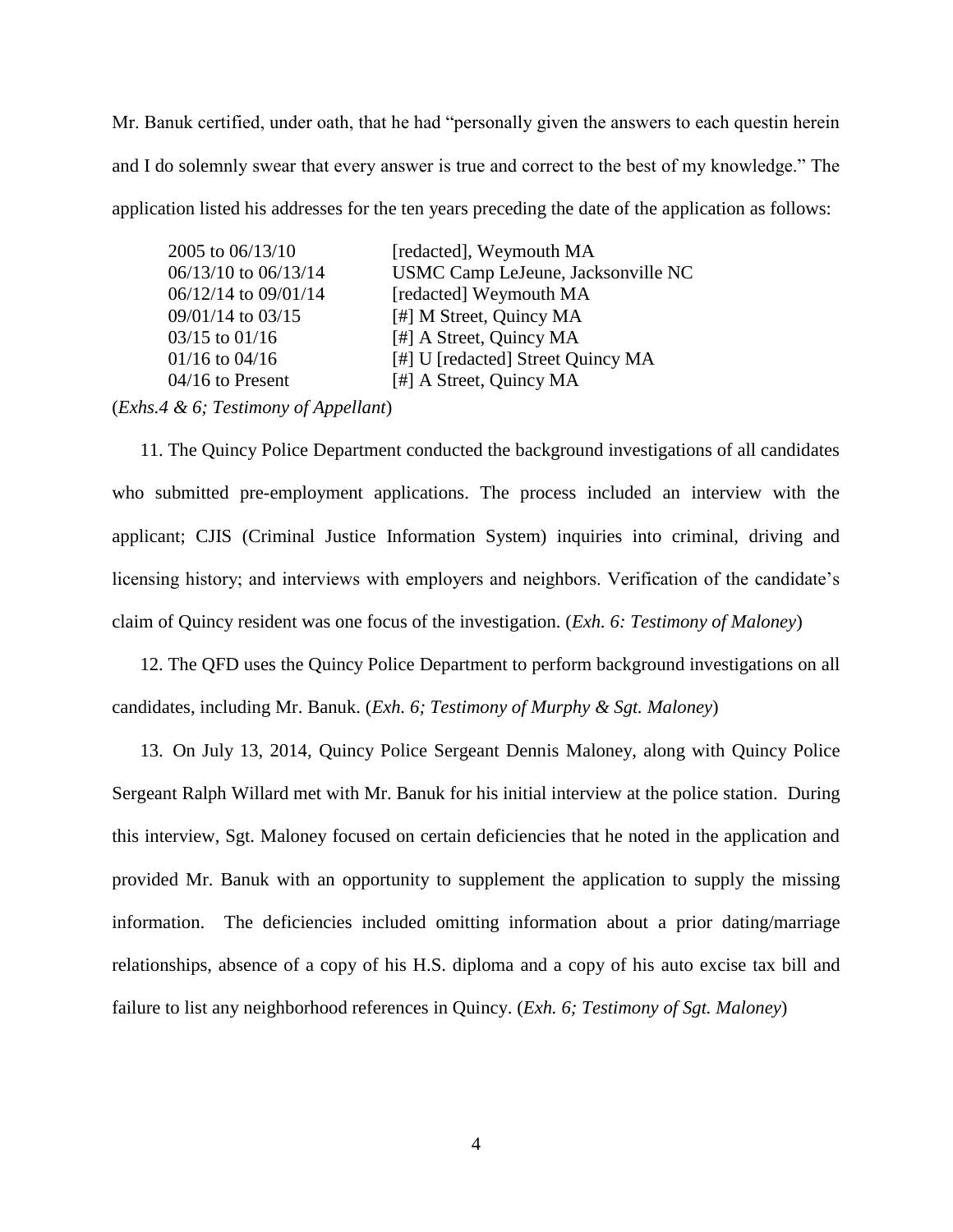Mr. Banuk certified, under oath, that he had "personally given the answers to each questin herein and I do solemnly swear that every answer is true and correct to the best of my knowledge." The application listed his addresses for the ten years preceding the date of the application as follows:

| | |
|---|---|
| 2005 to 06/13/10 | [redacted], Weymouth MA |
| 06/13/10 to 06/13/14 | USMC Camp LeJeune, Jacksonville NC |
| 06/12/14 to 09/01/14 | [redacted] Weymouth MA |
| 09/01/14 to 03/15 | [#] M Street, Quincy MA |
| 03/15 to 01/16 | [#] A Street, Quincy MA |
| 01/16 to 04/16 | [#] U [redacted] Street Quincy MA |
| 04/16 to Present | [#] A Street, Quincy MA |

(*Exhs.4 & 6; Testimony of Appellant*)

11. The Quincy Police Department conducted the background investigations of all candidates who submitted pre-employment applications. The process included an interview with the applicant; CJIS (Criminal Justice Information System) inquiries into criminal, driving and licensing history; and interviews with employers and neighbors. Verification of the candidate's claim of Quincy resident was one focus of the investigation. (*Exh. 6: Testimony of Maloney*)

12. The QFD uses the Quincy Police Department to perform background investigations on all candidates, including Mr. Banuk. (*Exh. 6; Testimony of Murphy & Sgt. Maloney*)

13. On July 13, 2014, Quincy Police Sergeant Dennis Maloney, along with Quincy Police Sergeant Ralph Willard met with Mr. Banuk for his initial interview at the police station. During this interview, Sgt. Maloney focused on certain deficiencies that he noted in the application and provided Mr. Banuk with an opportunity to supplement the application to supply the missing information. The deficiencies included omitting information about a prior dating/marriage relationships, absence of a copy of his H.S. diploma and a copy of his auto excise tax bill and failure to list any neighborhood references in Quincy. (*Exh. 6; Testimony of Sgt. Maloney*)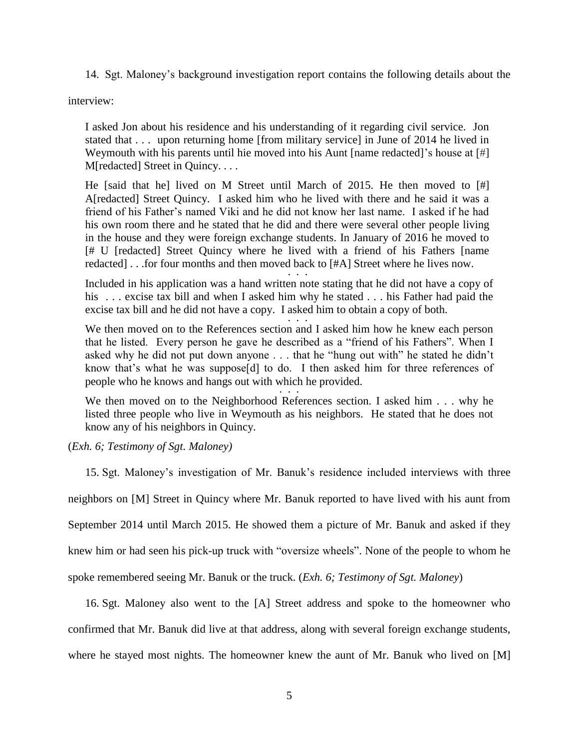14. Sgt. Maloney's background investigation report contains the following details about the interview:

> I asked Jon about his residence and his understanding of it regarding civil service. Jon stated that . . . upon returning home [from military service] in June of 2014 he lived in Weymouth with his parents until hie moved into his Aunt [name redacted]'s house at [#] M[redacted] Street in Quincy. . . .
>
> He [said that he] lived on M Street until March of 2015. He then moved to [#] A[redacted] Street Quincy. I asked him who he lived with there and he said it was a friend of his Father's named Viki and he did not know her last name. I asked if he had his own room there and he stated that he did and there were several other people living in the house and they were foreign exchange students. In January of 2016 he moved to [# U [redacted] Street Quincy where he lived with a friend of his Fathers [name redacted] . . .for four months and then moved back to [#A] Street where he lives now.
>
> . . .
>
> Included in his application was a hand written note stating that he did not have a copy of his . . . excise tax bill and when I asked him why he stated . . . his Father had paid the excise tax bill and he did not have a copy. I asked him to obtain a copy of both.
>
> . . .
>
> We then moved on to the References section and I asked him how he knew each person that he listed. Every person he gave he described as a "friend of his Fathers". When I asked why he did not put down anyone . . . that he "hung out with" he stated he didn't know that's what he was suppose[d] to do. I then asked him for three references of people who he knows and hangs out with which he provided.
>
> . . .
>
> We then moved on to the Neighborhood References section. I asked him . . . why he listed three people who live in Weymouth as his neighbors. He stated that he does not know any of his neighbors in Quincy.

(*Exh. 6; Testimony of Sgt. Maloney)*

15. Sgt. Maloney's investigation of Mr. Banuk's residence included interviews with three neighbors on [M] Street in Quincy where Mr. Banuk reported to have lived with his aunt from September 2014 until March 2015. He showed them a picture of Mr. Banuk and asked if they knew him or had seen his pick-up truck with "oversize wheels". None of the people to whom he spoke remembered seeing Mr. Banuk or the truck. (*Exh. 6; Testimony of Sgt. Maloney*)

16. Sgt. Maloney also went to the [A] Street address and spoke to the homeowner who confirmed that Mr. Banuk did live at that address, along with several foreign exchange students, where he stayed most nights. The homeowner knew the aunt of Mr. Banuk who lived on [M]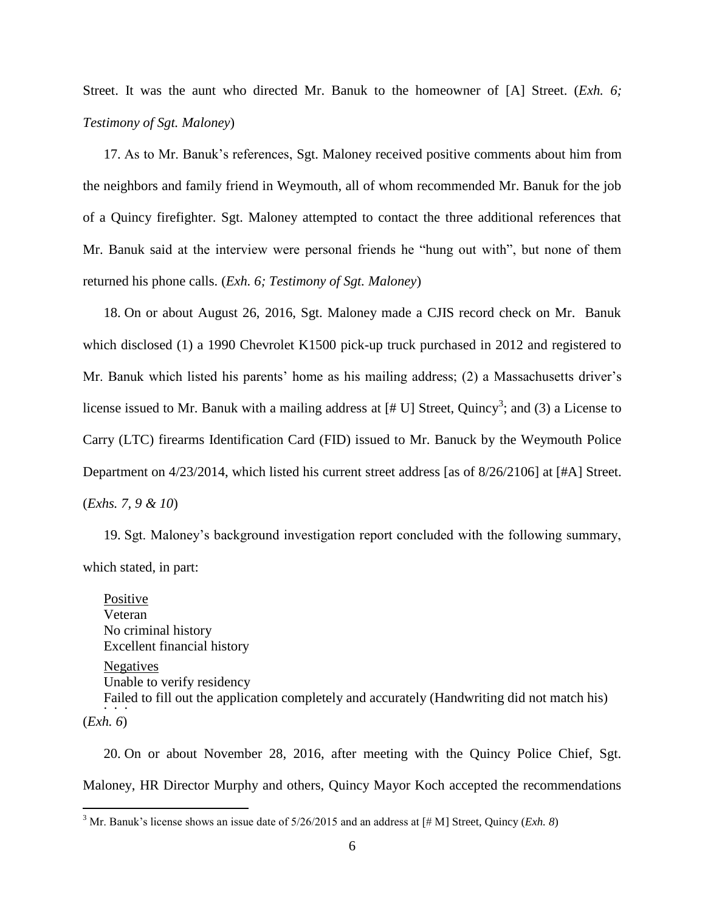Street. It was the aunt who directed Mr. Banuk to the homeowner of [A] Street. (*Exh. 6; Testimony of Sgt. Maloney*)

17. As to Mr. Banuk's references, Sgt. Maloney received positive comments about him from the neighbors and family friend in Weymouth, all of whom recommended Mr. Banuk for the job of a Quincy firefighter. Sgt. Maloney attempted to contact the three additional references that Mr. Banuk said at the interview were personal friends he "hung out with", but none of them returned his phone calls. (*Exh. 6; Testimony of Sgt. Maloney*)

18. On or about August 26, 2016, Sgt. Maloney made a CJIS record check on Mr. Banuk which disclosed (1) a 1990 Chevrolet K1500 pick-up truck purchased in 2012 and registered to Mr. Banuk which listed his parents' home as his mailing address; (2) a Massachusetts driver's license issued to Mr. Banuk with a mailing address at [# U] Street, Quincy[3]; and (3) a License to Carry (LTC) firearms Identification Card (FID) issued to Mr. Banuck by the Weymouth Police Department on 4/23/2014, which listed his current street address [as of 8/26/2106] at [#A] Street. (*Exhs. 7, 9 & 10*)

19. Sgt. Maloney's background investigation report concluded with the following summary, which stated, in part:

> <u>Positive</u>
> Veteran
> No criminal history
> Excellent financial history
>
> <u>Negatives</u>
> Unable to verify residency
> Failed to fill out the application completely and accurately (Handwriting did not match his)
> . . .

(*Exh. 6*)

20. On or about November 28, 2016, after meeting with the Quincy Police Chief, Sgt. Maloney, HR Director Murphy and others, Quincy Mayor Koch accepted the recommendations

---

[3] Mr. Banuk's license shows an issue date of 5/26/2015 and an address at [# M] Street, Quincy (*Exh. 8*)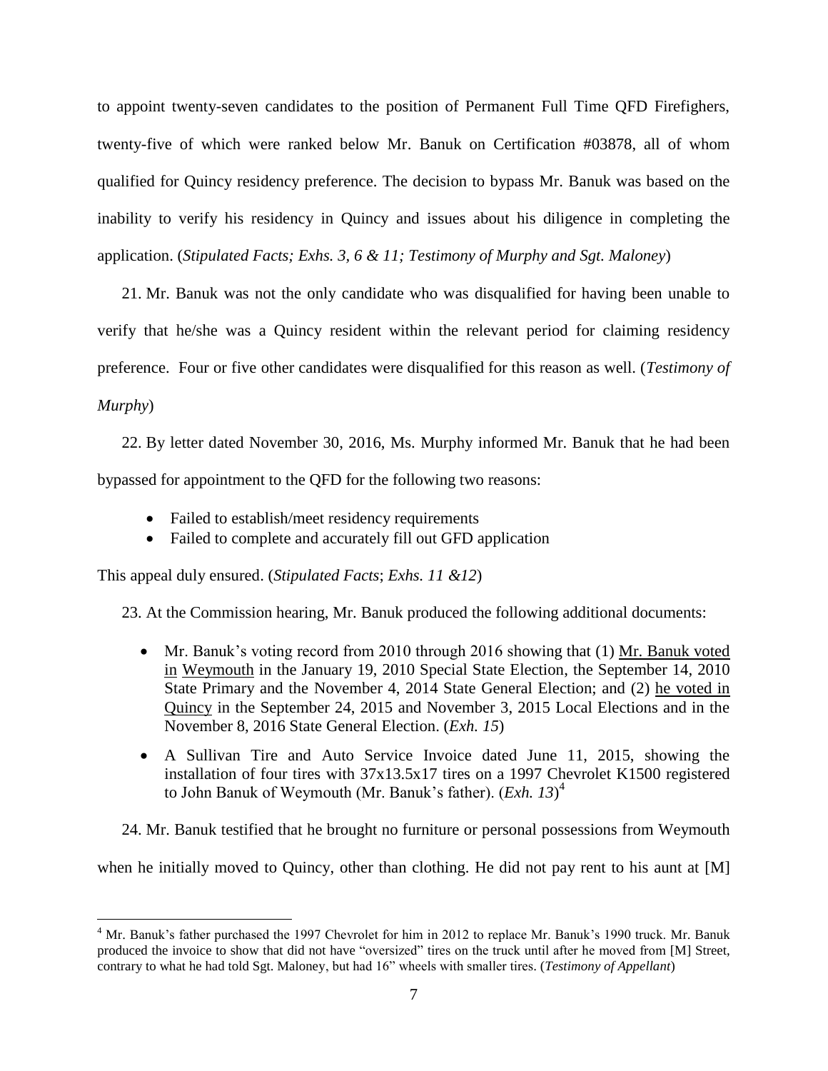to appoint twenty-seven candidates to the position of Permanent Full Time QFD Firefighers, twenty-five of which were ranked below Mr. Banuk on Certification #03878, all of whom qualified for Quincy residency preference. The decision to bypass Mr. Banuk was based on the inability to verify his residency in Quincy and issues about his diligence in completing the application. (*Stipulated Facts; Exhs. 3, 6 & 11; Testimony of Murphy and Sgt. Maloney*)

21. Mr. Banuk was not the only candidate who was disqualified for having been unable to verify that he/she was a Quincy resident within the relevant period for claiming residency preference. Four or five other candidates were disqualified for this reason as well. (*Testimony of Murphy*)

22. By letter dated November 30, 2016, Ms. Murphy informed Mr. Banuk that he had been bypassed for appointment to the QFD for the following two reasons:

- Failed to establish/meet residency requirements
- Failed to complete and accurately fill out GFD application

This appeal duly ensured. (*Stipulated Facts*; *Exhs. 11 &12*)

23. At the Commission hearing, Mr. Banuk produced the following additional documents:

- Mr. Banuk's voting record from 2010 through 2016 showing that (1) <u>Mr. Banuk voted in</u> <u>Weymouth</u> in the January 19, 2010 Special State Election, the September 14, 2010 State Primary and the November 4, 2014 State General Election; and (2) <u>he voted in Quincy</u> in the September 24, 2015 and November 3, 2015 Local Elections and in the November 8, 2016 State General Election. (*Exh. 15*)
- A Sullivan Tire and Auto Service Invoice dated June 11, 2015, showing the installation of four tires with 37x13.5x17 tires on a 1997 Chevrolet K1500 registered to John Banuk of Weymouth (Mr. Banuk's father). (*Exh. 13*)[4]

24. Mr. Banuk testified that he brought no furniture or personal possessions from Weymouth when he initially moved to Quincy, other than clothing. He did not pay rent to his aunt at [M]

---

[4] Mr. Banuk's father purchased the 1997 Chevrolet for him in 2012 to replace Mr. Banuk's 1990 truck. Mr. Banuk produced the invoice to show that did not have "oversized" tires on the truck until after he moved from [M] Street, contrary to what he had told Sgt. Maloney, but had 16" wheels with smaller tires. (*Testimony of Appellant*)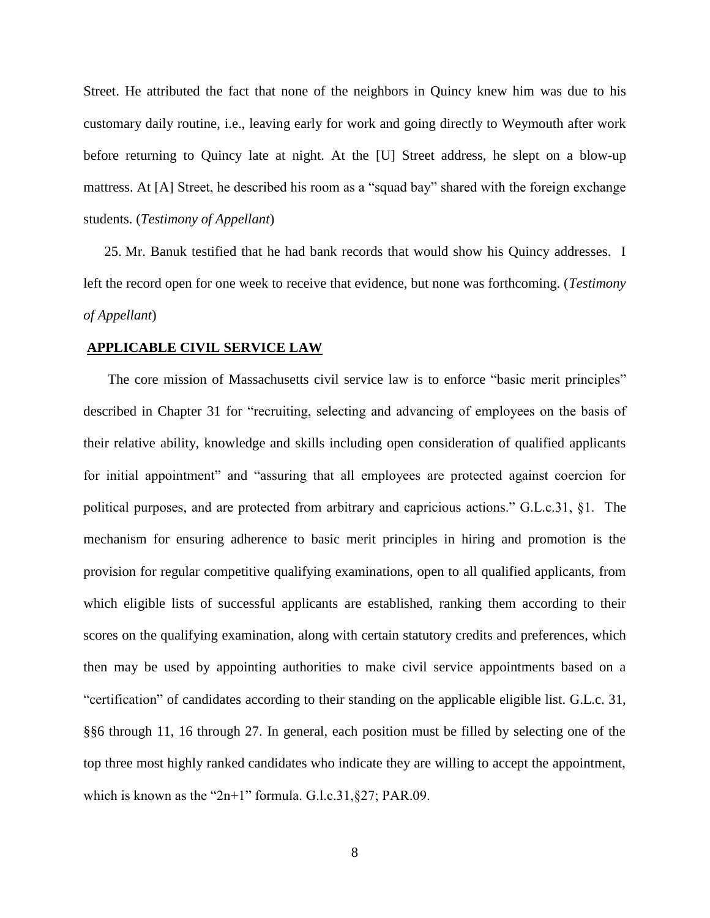Street. He attributed the fact that none of the neighbors in Quincy knew him was due to his customary daily routine, i.e., leaving early for work and going directly to Weymouth after work before returning to Quincy late at night. At the [U] Street address, he slept on a blow-up mattress. At [A] Street, he described his room as a "squad bay" shared with the foreign exchange students. (*Testimony of Appellant*)

25. Mr. Banuk testified that he had bank records that would show his Quincy addresses. I left the record open for one week to receive that evidence, but none was forthcoming. (*Testimony of Appellant*)

**APPLICABLE CIVIL SERVICE LAW**

The core mission of Massachusetts civil service law is to enforce "basic merit principles" described in Chapter 31 for "recruiting, selecting and advancing of employees on the basis of their relative ability, knowledge and skills including open consideration of qualified applicants for initial appointment" and "assuring that all employees are protected against coercion for political purposes, and are protected from arbitrary and capricious actions." G.L.c.31, §1. The mechanism for ensuring adherence to basic merit principles in hiring and promotion is the provision for regular competitive qualifying examinations, open to all qualified applicants, from which eligible lists of successful applicants are established, ranking them according to their scores on the qualifying examination, along with certain statutory credits and preferences, which then may be used by appointing authorities to make civil service appointments based on a "certification" of candidates according to their standing on the applicable eligible list. G.L.c. 31, §§6 through 11, 16 through 27. In general, each position must be filled by selecting one of the top three most highly ranked candidates who indicate they are willing to accept the appointment, which is known as the "2n+1" formula. G.l.c.31,§27; PAR.09.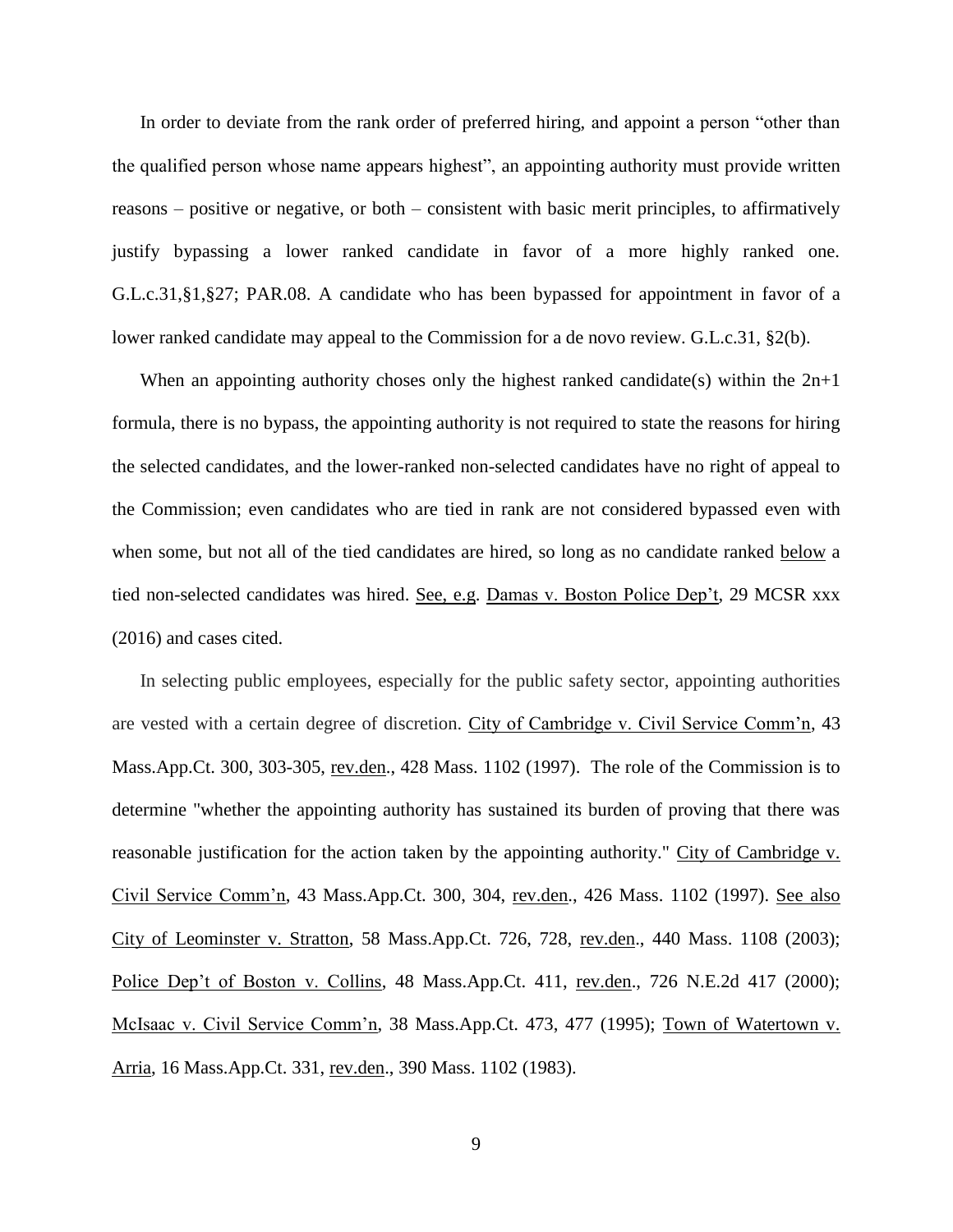In order to deviate from the rank order of preferred hiring, and appoint a person "other than the qualified person whose name appears highest", an appointing authority must provide written reasons – positive or negative, or both – consistent with basic merit principles, to affirmatively justify bypassing a lower ranked candidate in favor of a more highly ranked one. G.L.c.31,§1,§27; PAR.08. A candidate who has been bypassed for appointment in favor of a lower ranked candidate may appeal to the Commission for a de novo review. G.L.c.31, §2(b).

When an appointing authority choses only the highest ranked candidate(s) within the 2n+1 formula, there is no bypass, the appointing authority is not required to state the reasons for hiring the selected candidates, and the lower-ranked non-selected candidates have no right of appeal to the Commission; even candidates who are tied in rank are not considered bypassed even with when some, but not all of the tied candidates are hired, so long as no candidate ranked <u>below</u> a tied non-selected candidates was hired. <u>See, e.g</u>. <u>Damas v. Boston Police Dep't</u>, 29 MCSR xxx (2016) and cases cited.

In selecting public employees, especially for the public safety sector, appointing authorities are vested with a certain degree of discretion. <u>City of Cambridge v. Civil Service Comm'n</u>, 43 Mass.App.Ct. 300, 303-305, <u>rev.den</u>., 428 Mass. 1102 (1997). The role of the Commission is to determine "whether the appointing authority has sustained its burden of proving that there was reasonable justification for the action taken by the appointing authority." <u>City of Cambridge v. Civil Service Comm'n</u>, 43 Mass.App.Ct. 300, 304, <u>rev.den</u>., 426 Mass. 1102 (1997). <u>See also</u> <u>City of Leominster v. Stratton</u>, 58 Mass.App.Ct. 726, 728, <u>rev.den</u>., 440 Mass. 1108 (2003); <u>Police Dep't of Boston v. Collins</u>, 48 Mass.App.Ct. 411, <u>rev.den</u>., 726 N.E.2d 417 (2000); <u>McIsaac v. Civil Service Comm'n</u>, 38 Mass.App.Ct. 473, 477 (1995); <u>Town of Watertown v. Arria</u>, 16 Mass.App.Ct. 331, <u>rev.den</u>., 390 Mass. 1102 (1983).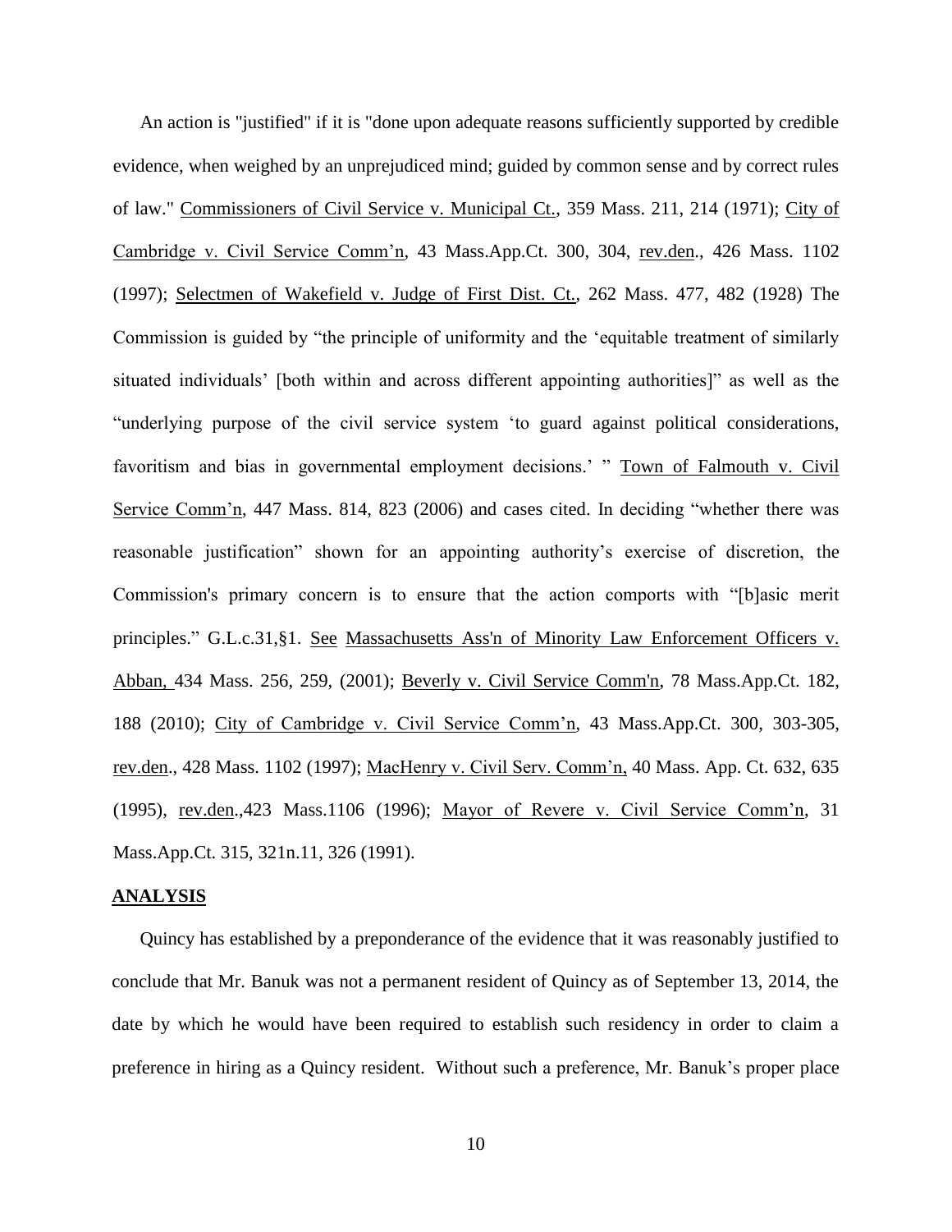An action is "justified" if it is "done upon adequate reasons sufficiently supported by credible evidence, when weighed by an unprejudiced mind; guided by common sense and by correct rules of law." <u>Commissioners of Civil Service v. Municipal Ct.</u>, 359 Mass. 211, 214 (1971); <u>City of Cambridge v. Civil Service Comm'n</u>, 43 Mass.App.Ct. 300, 304, <u>rev.den</u>., 426 Mass. 1102 (1997); <u>Selectmen of Wakefield v. Judge of First Dist. Ct.</u>, 262 Mass. 477, 482 (1928) The Commission is guided by "the principle of uniformity and the 'equitable treatment of similarly situated individuals' [both within and across different appointing authorities]" as well as the "underlying purpose of the civil service system 'to guard against political considerations, favoritism and bias in governmental employment decisions.' " <u>Town of Falmouth v. Civil Service Comm'n</u>, 447 Mass. 814, 823 (2006) and cases cited. In deciding "whether there was reasonable justification" shown for an appointing authority's exercise of discretion, the Commission's primary concern is to ensure that the action comports with "[b]asic merit principles." G.L.c.31,§1. <u>See</u> <u>Massachusetts Ass'n of Minority Law Enforcement Officers v. Abban,</u> 434 Mass. 256, 259, (2001); <u>Beverly v. Civil Service Comm'n</u>, 78 Mass.App.Ct. 182, 188 (2010); <u>City of Cambridge v. Civil Service Comm'n</u>, 43 Mass.App.Ct. 300, 303-305, <u>rev.den</u>., 428 Mass. 1102 (1997); <u>MacHenry v. Civil Serv. Comm'n,</u> 40 Mass. App. Ct. 632, 635 (1995), <u>rev.den</u>.,423 Mass.1106 (1996); <u>Mayor of Revere v. Civil Service Comm'n</u>, 31 Mass.App.Ct. 315, 321n.11, 326 (1991).

## ANALYSIS

Quincy has established by a preponderance of the evidence that it was reasonably justified to conclude that Mr. Banuk was not a permanent resident of Quincy as of September 13, 2014, the date by which he would have been required to establish such residency in order to claim a preference in hiring as a Quincy resident. Without such a preference, Mr. Banuk's proper place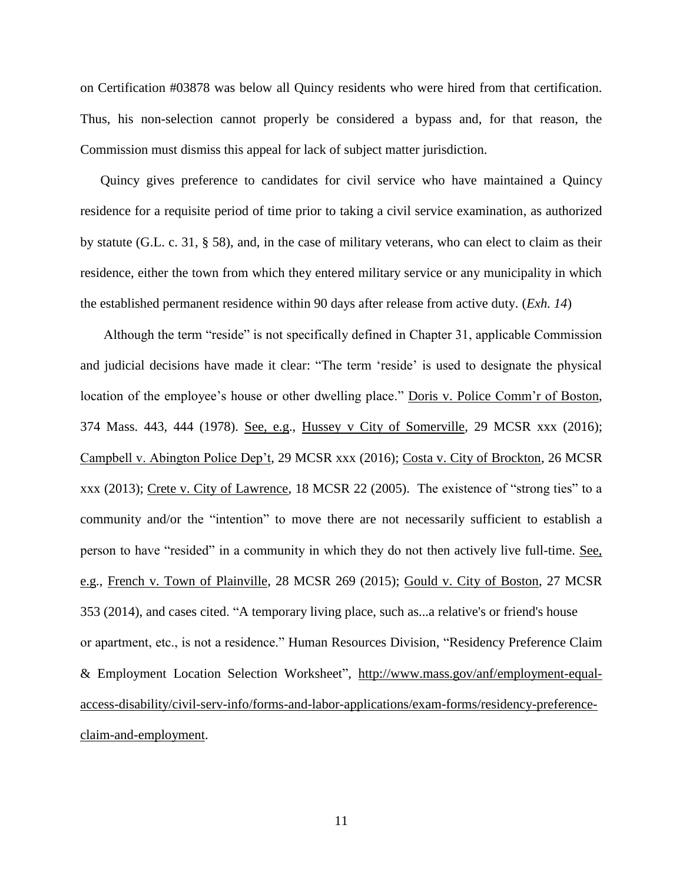on Certification #03878 was below all Quincy residents who were hired from that certification. Thus, his non-selection cannot properly be considered a bypass and, for that reason, the Commission must dismiss this appeal for lack of subject matter jurisdiction.

Quincy gives preference to candidates for civil service who have maintained a Quincy residence for a requisite period of time prior to taking a civil service examination, as authorized by statute (G.L. c. 31, § 58), and, in the case of military veterans, who can elect to claim as their residence, either the town from which they entered military service or any municipality in which the established permanent residence within 90 days after release from active duty. (*Exh. 14*)

Although the term "reside" is not specifically defined in Chapter 31, applicable Commission and judicial decisions have made it clear: "The term 'reside' is used to designate the physical location of the employee's house or other dwelling place." Doris v. Police Comm'r of Boston, 374 Mass. 443, 444 (1978). See, e.g., Hussey v City of Somerville, 29 MCSR xxx (2016); Campbell v. Abington Police Dep't, 29 MCSR xxx (2016); Costa v. City of Brockton, 26 MCSR xxx (2013); Crete v. City of Lawrence, 18 MCSR 22 (2005). The existence of "strong ties" to a community and/or the "intention" to move there are not necessarily sufficient to establish a person to have "resided" in a community in which they do not then actively live full-time. See, e.g., French v. Town of Plainville, 28 MCSR 269 (2015); Gould v. City of Boston, 27 MCSR 353 (2014), and cases cited. "A temporary living place, such as...a relative's or friend's house or apartment, etc., is not a residence." Human Resources Division, "Residency Preference Claim & Employment Location Selection Worksheet", http://www.mass.gov/anf/employment-equal-access-disability/civil-serv-info/forms-and-labor-applications/exam-forms/residency-preference-claim-and-employment.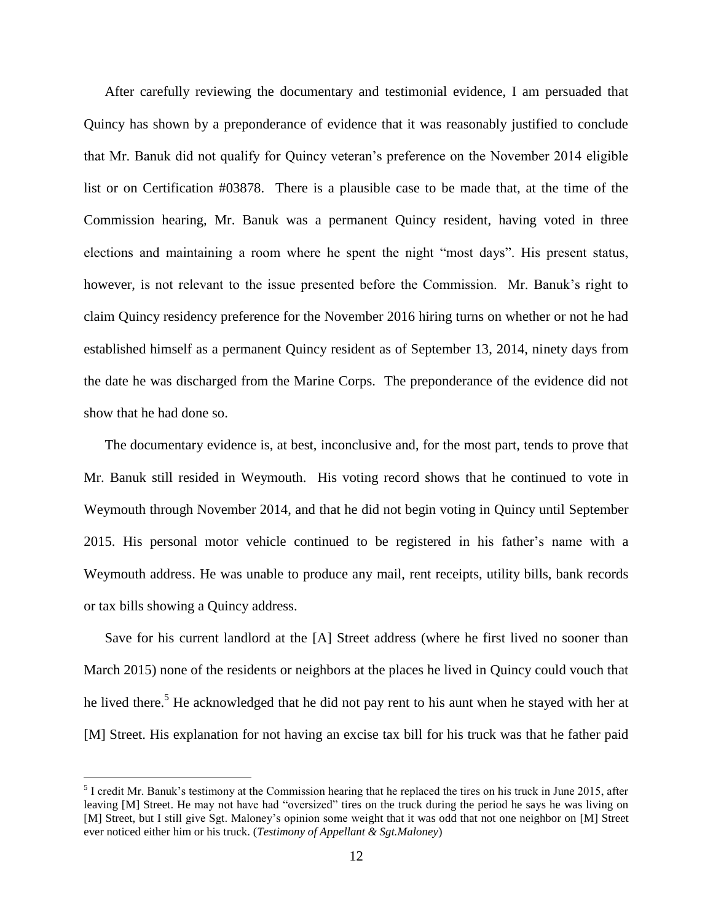After carefully reviewing the documentary and testimonial evidence, I am persuaded that Quincy has shown by a preponderance of evidence that it was reasonably justified to conclude that Mr. Banuk did not qualify for Quincy veteran's preference on the November 2014 eligible list or on Certification #03878. There is a plausible case to be made that, at the time of the Commission hearing, Mr. Banuk was a permanent Quincy resident, having voted in three elections and maintaining a room where he spent the night "most days". His present status, however, is not relevant to the issue presented before the Commission. Mr. Banuk's right to claim Quincy residency preference for the November 2016 hiring turns on whether or not he had established himself as a permanent Quincy resident as of September 13, 2014, ninety days from the date he was discharged from the Marine Corps. The preponderance of the evidence did not show that he had done so.

The documentary evidence is, at best, inconclusive and, for the most part, tends to prove that Mr. Banuk still resided in Weymouth. His voting record shows that he continued to vote in Weymouth through November 2014, and that he did not begin voting in Quincy until September 2015. His personal motor vehicle continued to be registered in his father's name with a Weymouth address. He was unable to produce any mail, rent receipts, utility bills, bank records or tax bills showing a Quincy address.

Save for his current landlord at the [A] Street address (where he first lived no sooner than March 2015) none of the residents or neighbors at the places he lived in Quincy could vouch that he lived there.[5] He acknowledged that he did not pay rent to his aunt when he stayed with her at [M] Street. His explanation for not having an excise tax bill for his truck was that he father paid

[5] I credit Mr. Banuk's testimony at the Commission hearing that he replaced the tires on his truck in June 2015, after leaving [M] Street. He may not have had "oversized" tires on the truck during the period he says he was living on [M] Street, but I still give Sgt. Maloney's opinion some weight that it was odd that not one neighbor on [M] Street ever noticed either him or his truck. (*Testimony of Appellant & Sgt.Maloney*)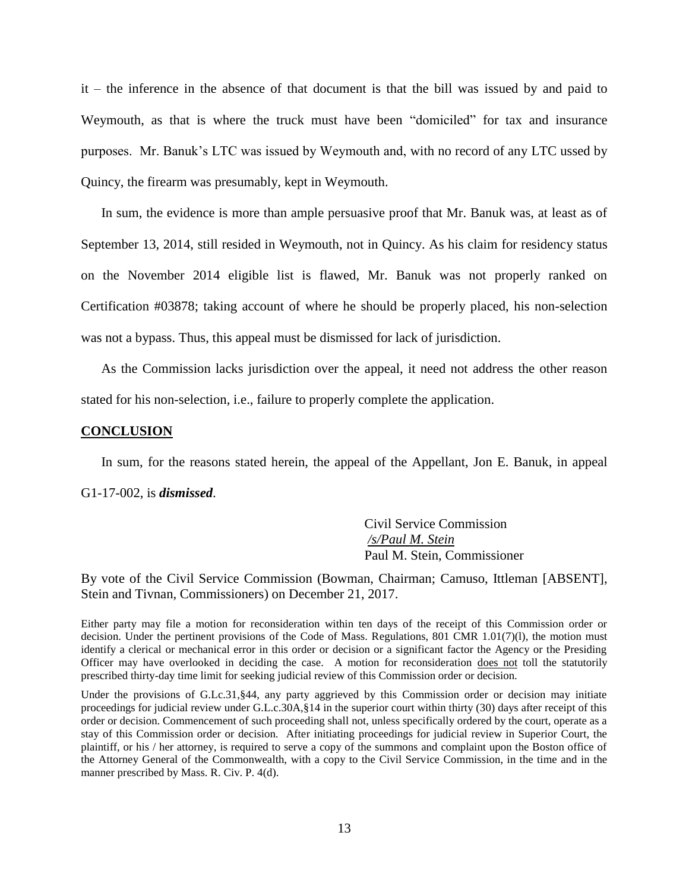it – the inference in the absence of that document is that the bill was issued by and paid to Weymouth, as that is where the truck must have been "domiciled" for tax and insurance purposes. Mr. Banuk's LTC was issued by Weymouth and, with no record of any LTC ussed by Quincy, the firearm was presumably, kept in Weymouth.

In sum, the evidence is more than ample persuasive proof that Mr. Banuk was, at least as of September 13, 2014, still resided in Weymouth, not in Quincy. As his claim for residency status on the November 2014 eligible list is flawed, Mr. Banuk was not properly ranked on Certification #03878; taking account of where he should be properly placed, his non-selection was not a bypass. Thus, this appeal must be dismissed for lack of jurisdiction.

As the Commission lacks jurisdiction over the appeal, it need not address the other reason stated for his non-selection, i.e., failure to properly complete the application.

## CONCLUSION

In sum, for the reasons stated herein, the appeal of the Appellant, Jon E. Banuk, in appeal G1-17-002, is ***dismissed***.

Civil Service Commission
*/s/Paul M. Stein*
Paul M. Stein, Commissioner

By vote of the Civil Service Commission (Bowman, Chairman; Camuso, Ittleman [ABSENT], Stein and Tivnan, Commissioners) on December 21, 2017.

Either party may file a motion for reconsideration within ten days of the receipt of this Commission order or decision. Under the pertinent provisions of the Code of Mass. Regulations, 801 CMR 1.01(7)(l), the motion must identify a clerical or mechanical error in this order or decision or a significant factor the Agency or the Presiding Officer may have overlooked in deciding the case. A motion for reconsideration does not toll the statutorily prescribed thirty-day time limit for seeking judicial review of this Commission order or decision.

Under the provisions of G.Lc.31,§44, any party aggrieved by this Commission order or decision may initiate proceedings for judicial review under G.L.c.30A,§14 in the superior court within thirty (30) days after receipt of this order or decision. Commencement of such proceeding shall not, unless specifically ordered by the court, operate as a stay of this Commission order or decision. After initiating proceedings for judicial review in Superior Court, the plaintiff, or his / her attorney, is required to serve a copy of the summons and complaint upon the Boston office of the Attorney General of the Commonwealth, with a copy to the Civil Service Commission, in the time and in the manner prescribed by Mass. R. Civ. P. 4(d).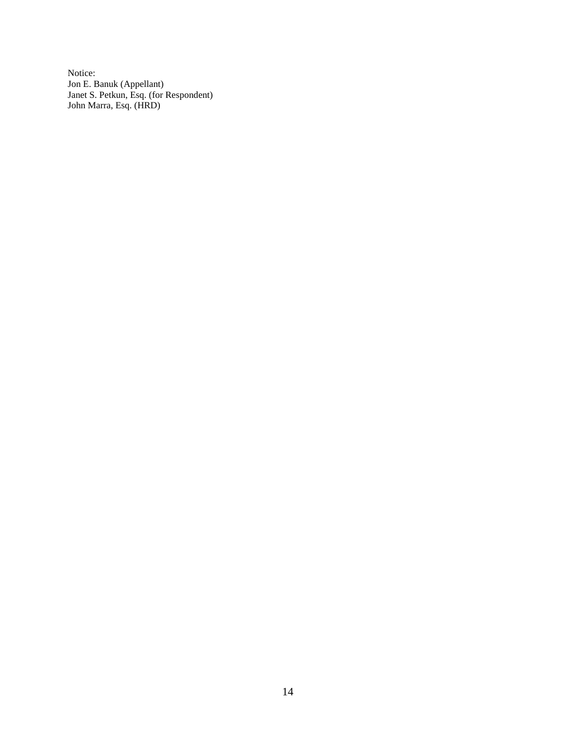Notice:
Jon E. Banuk (Appellant)
Janet S. Petkun, Esq. (for Respondent)
John Marra, Esq. (HRD)